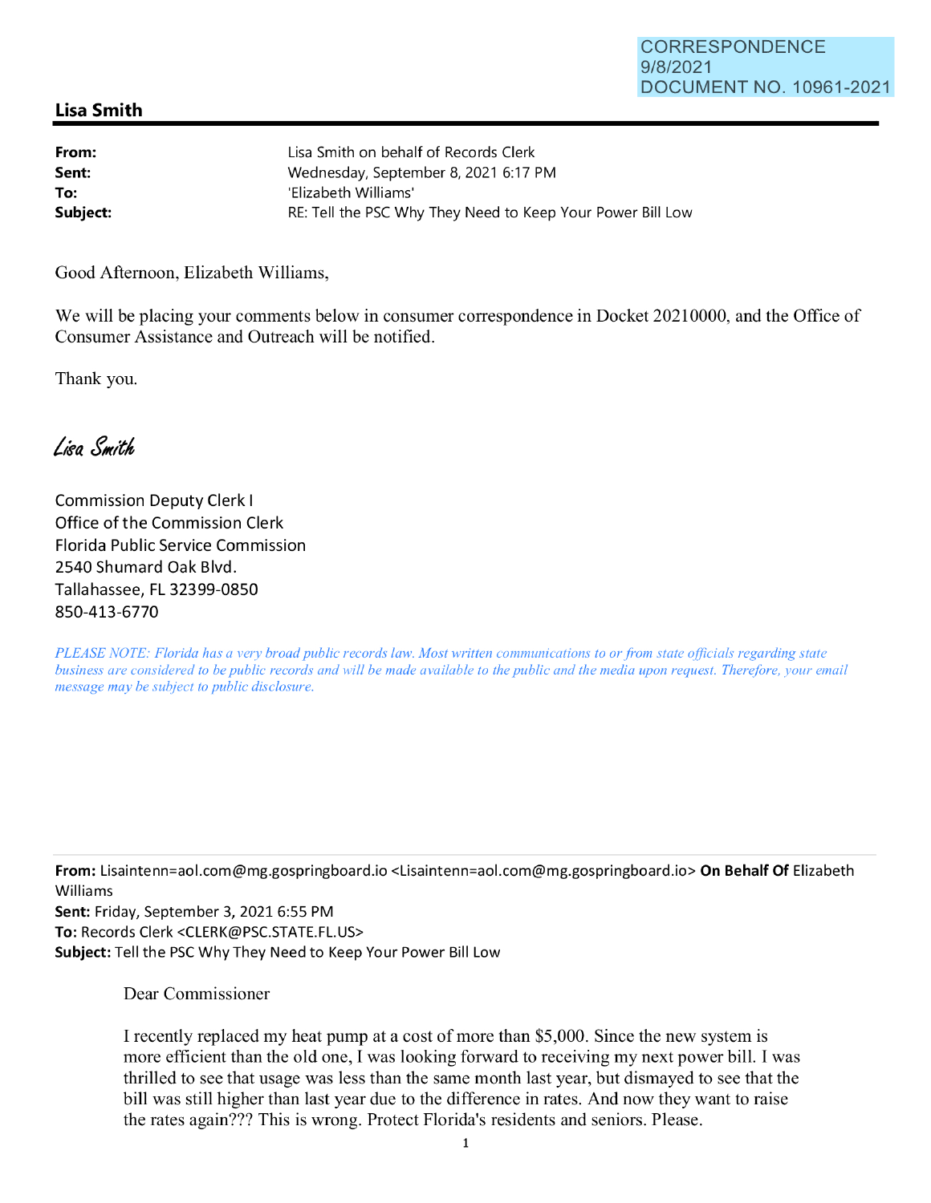CORRESPONDENCE
9/8/2021
DOCUMENT NO. 10961-2021

## Lisa Smith

**From:** Lisa Smith on behalf of Records Clerk
**Sent:** Wednesday, September 8, 2021 6:17 PM
**To:** 'Elizabeth Williams'
**Subject:** RE: Tell the PSC Why They Need to Keep Your Power Bill Low

Good Afternoon, Elizabeth Williams,

We will be placing your comments below in consumer correspondence in Docket 20210000, and the Office of Consumer Assistance and Outreach will be notified.

Thank you.

*Lisa Smith*

Commission Deputy Clerk I
Office of the Commission Clerk
Florida Public Service Commission
2540 Shumard Oak Blvd.
Tallahassee, FL 32399-0850
850-413-6770

*PLEASE NOTE: Florida has a very broad public records law. Most written communications to or from state officials regarding state business are considered to be public records and will be made available to the public and the media upon request. Therefore, your email message may be subject to public disclosure.*

---

**From:** Lisaintenn=aol.com@mg.gospringboard.io <Lisaintenn=aol.com@mg.gospringboard.io> **On Behalf Of** Elizabeth Williams
**Sent:** Friday, September 3, 2021 6:55 PM
**To:** Records Clerk <CLERK@PSC.STATE.FL.US>
**Subject:** Tell the PSC Why They Need to Keep Your Power Bill Low

Dear Commissioner

I recently replaced my heat pump at a cost of more than $5,000. Since the new system is more efficient than the old one, I was looking forward to receiving my next power bill. I was thrilled to see that usage was less than the same month last year, but dismayed to see that the bill was still higher than last year due to the difference in rates. And now they want to raise the rates again??? This is wrong. Protect Florida's residents and seniors. Please.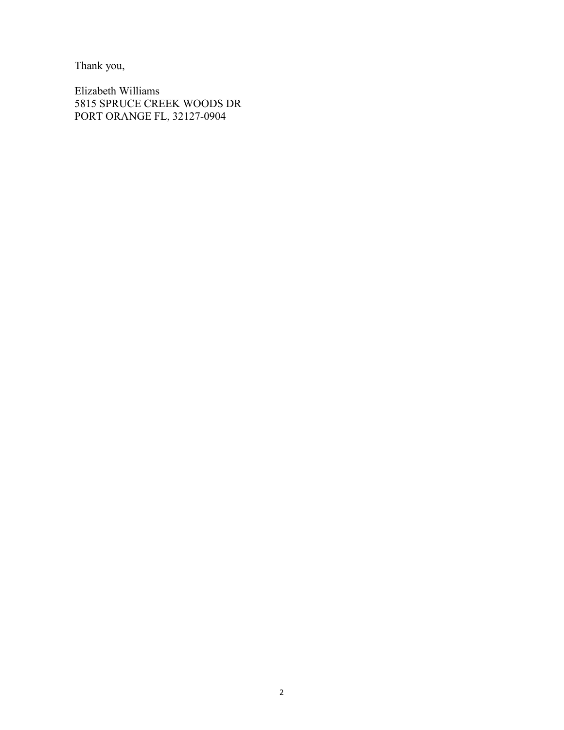Thank you,

Elizabeth Williams
5815 SPRUCE CREEK WOODS DR
PORT ORANGE FL, 32127-0904